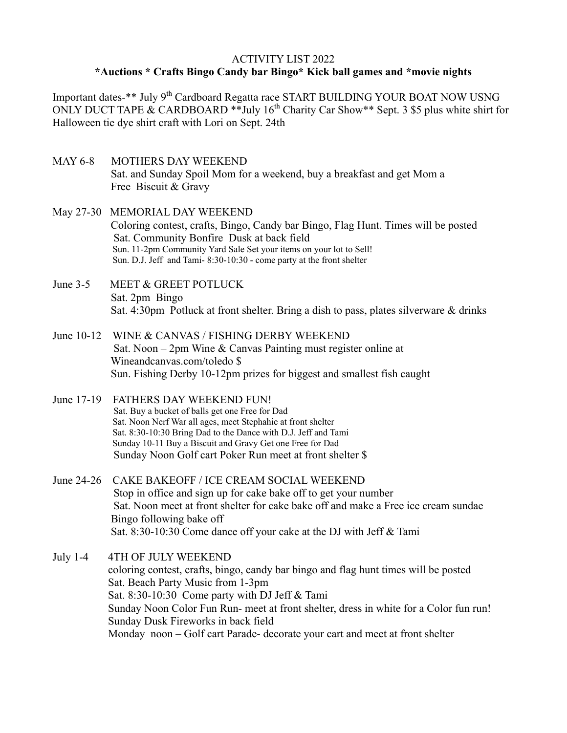ACTIVITY LIST 2022

**\*Auctions \* Crafts Bingo Candy bar Bingo\* Kick ball games and \*movie nights**

Important dates-** July 9th Cardboard Regatta race START BUILDING YOUR BOAT NOW USNG ONLY DUCT TAPE & CARDBOARD **July 16th Charity Car Show** Sept. 3 $5 plus white shirt for Halloween tie dye shirt craft with Lori on Sept. 24th

MAY 6-8 MOTHERS DAY WEEKEND
Sat. and Sunday Spoil Mom for a weekend, buy a breakfast and get Mom a Free Biscuit & Gravy

May 27-30 MEMORIAL DAY WEEKEND
Coloring contest, crafts, Bingo, Candy bar Bingo, Flag Hunt. Times will be posted
Sat. Community Bonfire Dusk at back field
Sun. 11-2pm Community Yard Sale Set your items on your lot to Sell!
Sun. D.J. Jeff and Tami- 8:30-10:30 - come party at the front shelter

June 3-5 MEET & GREET POTLUCK
Sat. 2pm Bingo
Sat. 4:30pm Potluck at front shelter. Bring a dish to pass, plates silverware & drinks

June 10-12 WINE & CANVAS / FISHING DERBY WEEKEND
Sat. Noon – 2pm Wine & Canvas Painting must register online at Wineandcanvas.com/toledo $
Sun. Fishing Derby 10-12pm prizes for biggest and smallest fish caught

June 17-19 FATHERS DAY WEEKEND FUN!
Sat. Buy a bucket of balls get one Free for Dad
Sat. Noon Nerf War all ages, meet Stephahie at front shelter
Sat. 8:30-10:30 Bring Dad to the Dance with D.J. Jeff and Tami
Sunday 10-11 Buy a Biscuit and Gravy Get one Free for Dad
Sunday Noon Golf cart Poker Run meet at front shelter $

June 24-26 CAKE BAKEOFF / ICE CREAM SOCIAL WEEKEND
Stop in office and sign up for cake bake off to get your number
Sat. Noon meet at front shelter for cake bake off and make a Free ice cream sundae
Bingo following bake off
Sat. 8:30-10:30 Come dance off your cake at the DJ with Jeff & Tami

July 1-4 4TH OF JULY WEEKEND
coloring contest, crafts, bingo, candy bar bingo and flag hunt times will be posted
Sat. Beach Party Music from 1-3pm
Sat. 8:30-10:30 Come party with DJ Jeff & Tami
Sunday Noon Color Fun Run- meet at front shelter, dress in white for a Color fun run!
Sunday Dusk Fireworks in back field
Monday noon – Golf cart Parade- decorate your cart and meet at front shelter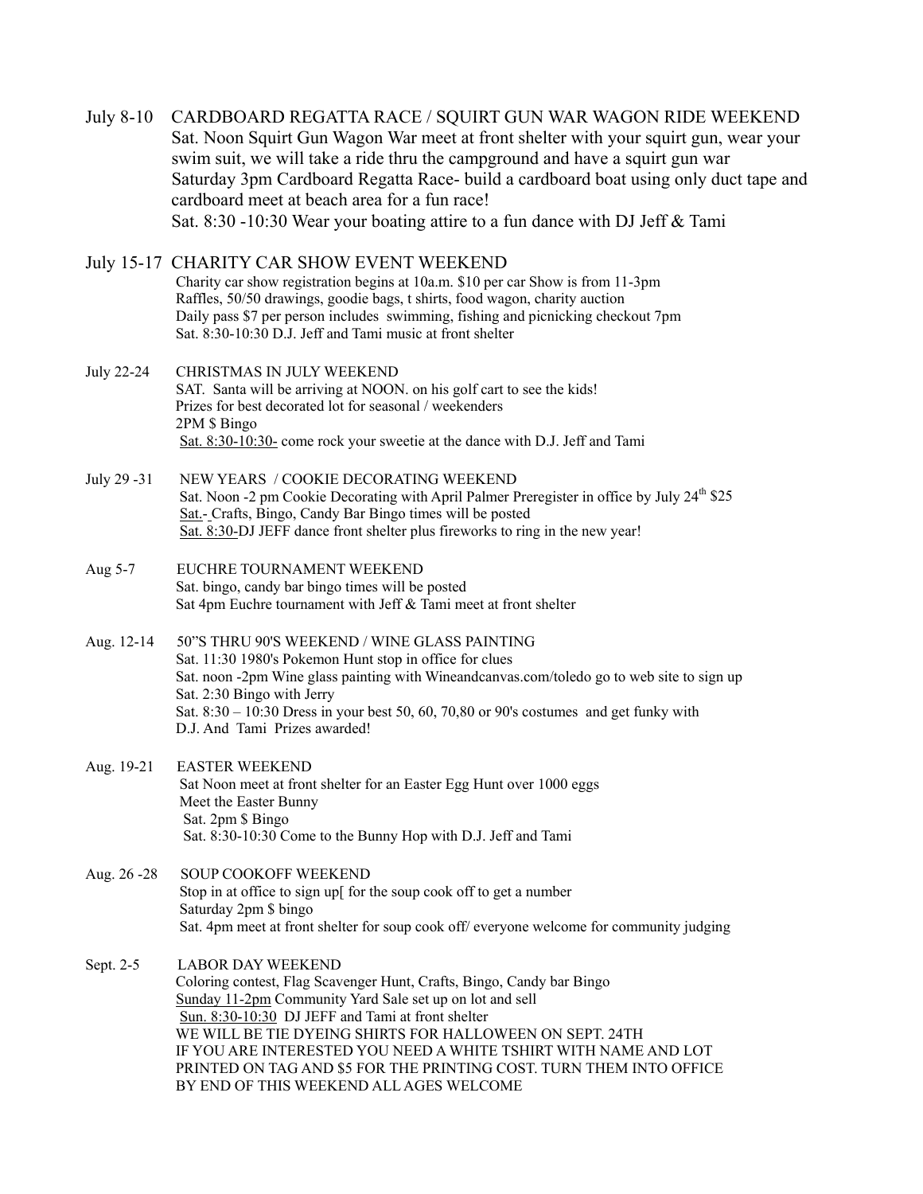**July 8-10** CARDBOARD REGATTA RACE / SQUIRT GUN WAR WAGON RIDE WEEKEND
Sat. Noon Squirt Gun Wagon War meet at front shelter with your squirt gun, wear your swim suit, we will take a ride thru the campground and have a squirt gun war
Saturday 3pm Cardboard Regatta Race- build a cardboard boat using only duct tape and cardboard meet at beach area for a fun race!
Sat. 8:30 -10:30 Wear your boating attire to a fun dance with DJ Jeff & Tami

**July 15-17** CHARITY CAR SHOW EVENT WEEKEND
Charity car show registration begins at 10a.m. $10 per car Show is from 11-3pm
Raffles, 50/50 drawings, goodie bags, t shirts, food wagon, charity auction
Daily pass $7 per person includes swimming, fishing and picnicking checkout 7pm
Sat. 8:30-10:30 D.J. Jeff and Tami music at front shelter

**July 22-24** CHRISTMAS IN JULY WEEKEND
SAT. Santa will be arriving at NOON. on his golf cart to see the kids!
Prizes for best decorated lot for seasonal / weekenders
2PM $ Bingo
Sat. 8:30-10:30- come rock your sweetie at the dance with D.J. Jeff and Tami

**July 29 -31** NEW YEARS / COOKIE DECORATING WEEKEND
Sat. Noon -2 pm Cookie Decorating with April Palmer Preregister in office by July 24th $25
Sat.- Crafts, Bingo, Candy Bar Bingo times will be posted
Sat. 8:30-DJ JEFF dance front shelter plus fireworks to ring in the new year!

**Aug 5-7** EUCHRE TOURNAMENT WEEKEND
Sat. bingo, candy bar bingo times will be posted
Sat 4pm Euchre tournament with Jeff & Tami meet at front shelter

**Aug. 12-14** 50"S THRU 90'S WEEKEND / WINE GLASS PAINTING
Sat. 11:30 1980's Pokemon Hunt stop in office for clues
Sat. noon -2pm Wine glass painting with Wineandcanvas.com/toledo go to web site to sign up
Sat. 2:30 Bingo with Jerry
Sat. 8:30 – 10:30 Dress in your best 50, 60, 70,80 or 90's costumes and get funky with D.J. And Tami Prizes awarded!

**Aug. 19-21** EASTER WEEKEND
Sat Noon meet at front shelter for an Easter Egg Hunt over 1000 eggs
Meet the Easter Bunny
Sat. 2pm $ Bingo
Sat. 8:30-10:30 Come to the Bunny Hop with D.J. Jeff and Tami

**Aug. 26 -28** SOUP COOKOFF WEEKEND
Stop in at office to sign up[ for the soup cook off to get a number
Saturday 2pm $ bingo
Sat. 4pm meet at front shelter for soup cook off/ everyone welcome for community judging

**Sept. 2-5** LABOR DAY WEEKEND
Coloring contest, Flag Scavenger Hunt, Crafts, Bingo, Candy bar Bingo
Sunday 11-2pm Community Yard Sale set up on lot and sell
Sun. 8:30-10:30 DJ JEFF and Tami at front shelter
WE WILL BE TIE DYEING SHIRTS FOR HALLOWEEN ON SEPT. 24TH
IF YOU ARE INTERESTED YOU NEED A WHITE TSHIRT WITH NAME AND LOT PRINTED ON TAG AND $5 FOR THE PRINTING COST. TURN THEM INTO OFFICE BY END OF THIS WEEKEND ALL AGES WELCOME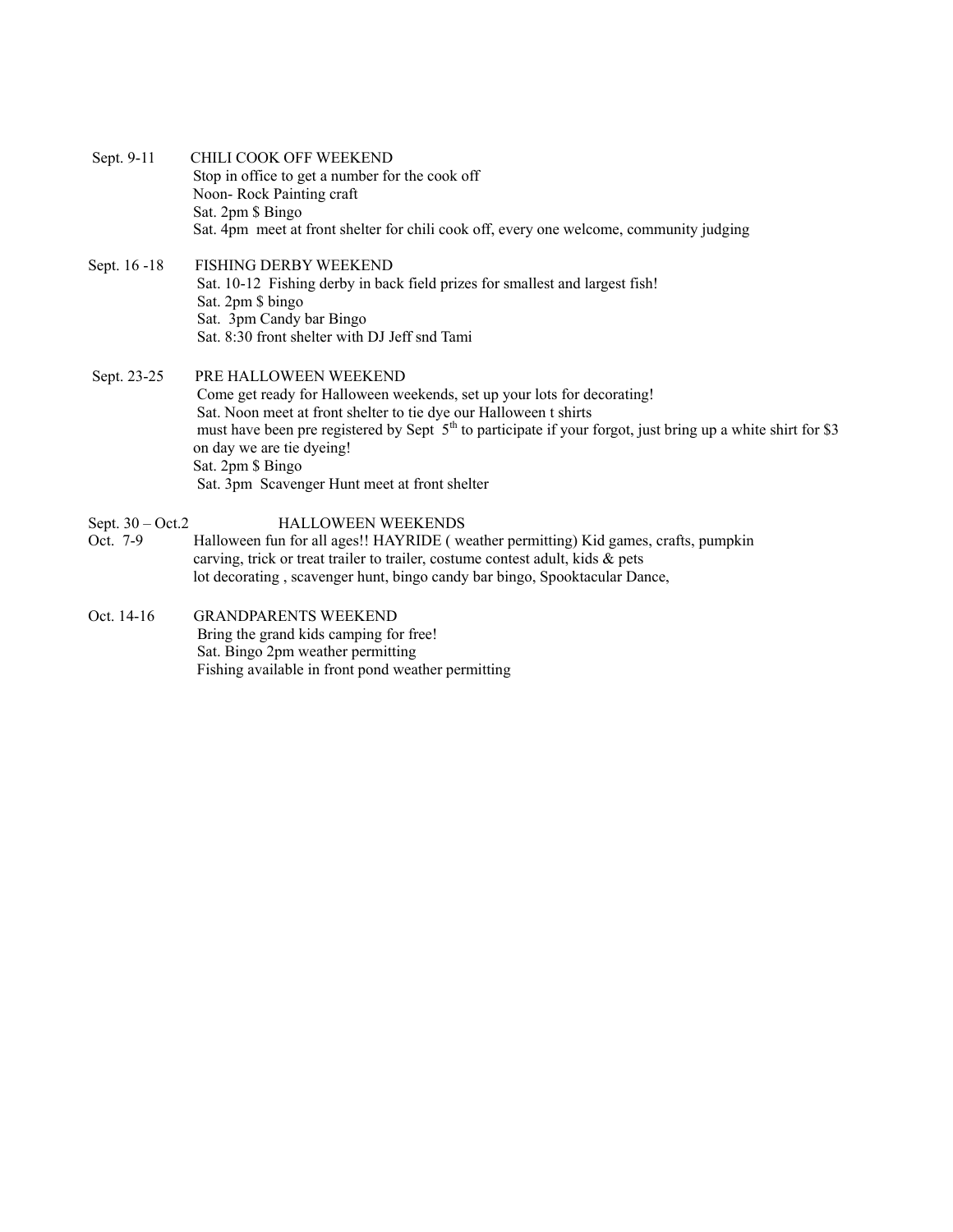Sept. 9-11 CHILI COOK OFF WEEKEND

Stop in office to get a number for the cook off
Noon- Rock Painting craft
Sat. 2pm $ Bingo
Sat. 4pm meet at front shelter for chili cook off, every one welcome, community judging

Sept. 16 -18 FISHING DERBY WEEKEND

Sat. 10-12 Fishing derby in back field prizes for smallest and largest fish!
Sat. 2pm $ bingo
Sat. 3pm Candy bar Bingo
Sat. 8:30 front shelter with DJ Jeff snd Tami

Sept. 23-25 PRE HALLOWEEN WEEKEND

Come get ready for Halloween weekends, set up your lots for decorating!
Sat. Noon meet at front shelter to tie dye our Halloween t shirts
must have been pre registered by Sept 5th to participate if your forgot, just bring up a white shirt for $3 on day we are tie dyeing!
Sat. 2pm $ Bingo
Sat. 3pm Scavenger Hunt meet at front shelter

Sept. 30 – Oct.2 HALLOWEEN WEEKENDS
Oct. 7-9

Halloween fun for all ages!! HAYRIDE ( weather permitting) Kid games, crafts, pumpkin carving, trick or treat trailer to trailer, costume contest adult, kids & pets lot decorating , scavenger hunt, bingo candy bar bingo, Spooktacular Dance,

Oct. 14-16 GRANDPARENTS WEEKEND

Bring the grand kids camping for free!
Sat. Bingo 2pm weather permitting
Fishing available in front pond weather permitting